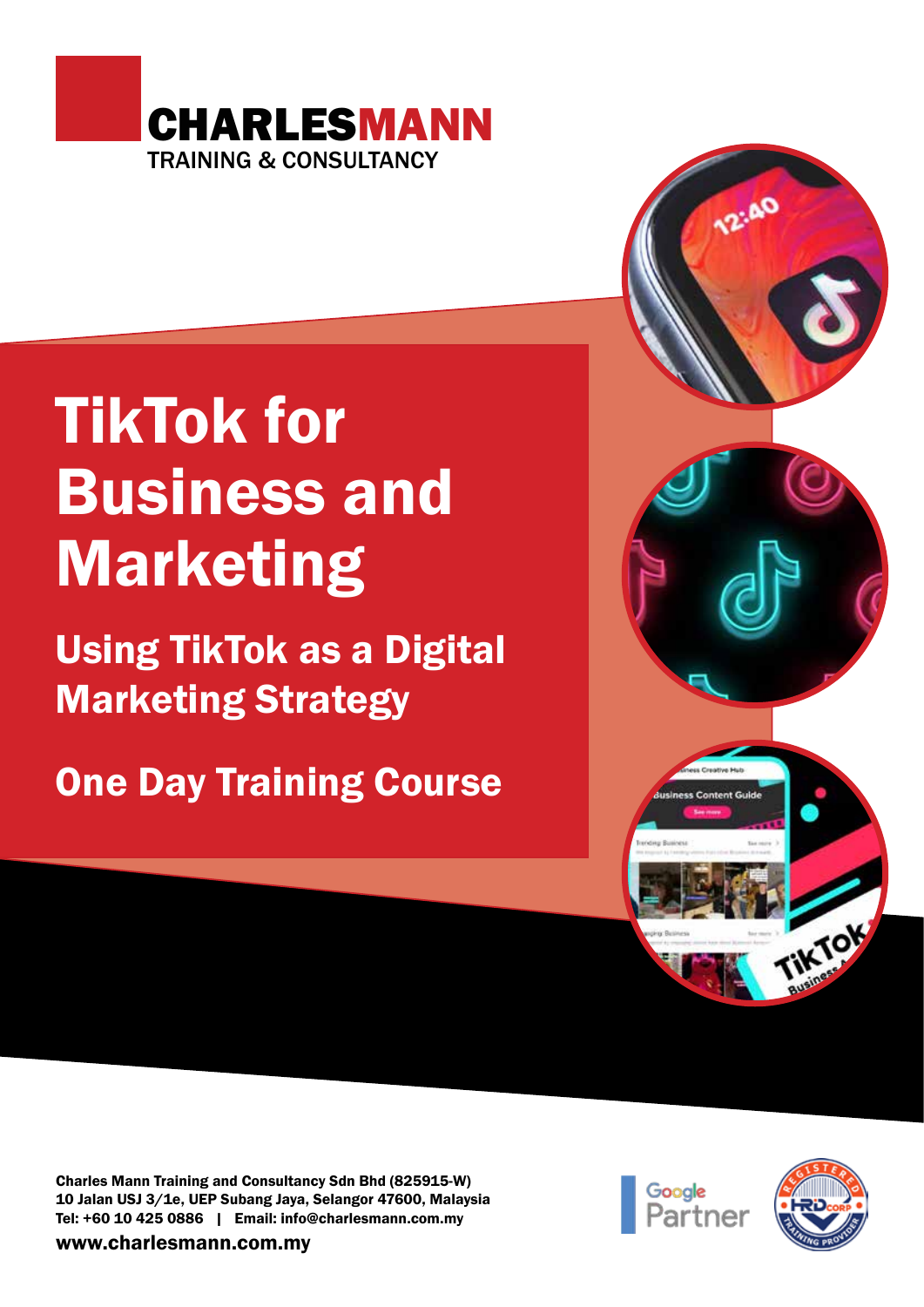**CHARLESMANN**
TRAINING & CONSULTANCY

# TikTok for Business and Marketing

## Using TikTok as a Digital Marketing Strategy

## One Day Training Course

Charles Mann Training and Consultancy Sdn Bhd (825915-W)
10 Jalan USJ 3/1e, UEP Subang Jaya, Selangor 47600, Malaysia
Tel: +60 10 425 0886 | Email: info@charlesmann.com.my

www.charlesmann.com.my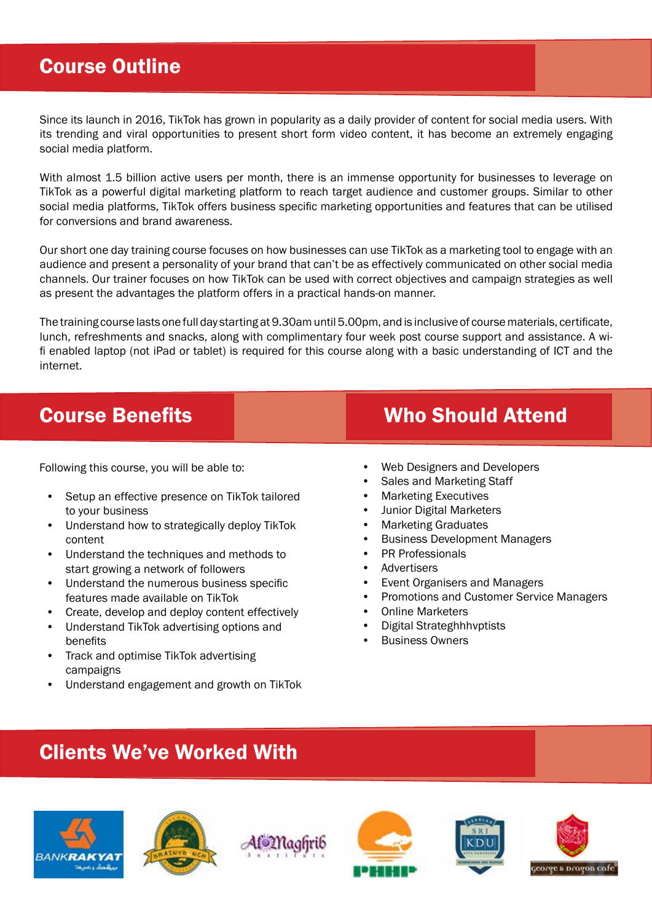## Course Outline

Since its launch in 2016, TikTok has grown in popularity as a daily provider of content for social media users. With its trending and viral opportunities to present short form video content, it has become an extremely engaging social media platform.

With almost 1.5 billion active users per month, there is an immense opportunity for businesses to leverage on TikTok as a powerful digital marketing platform to reach target audience and customer groups. Similar to other social media platforms, TikTok offers business specific marketing opportunities and features that can be utilised for conversions and brand awareness.

Our short one day training course focuses on how businesses can use TikTok as a marketing tool to engage with an audience and present a personality of your brand that can't be as effectively communicated on other social media channels. Our trainer focuses on how TikTok can be used with correct objectives and campaign strategies as well as present the advantages the platform offers in a practical hands-on manner.

The training course lasts one full day starting at 9.30am until 5.00pm, and is inclusive of course materials, certificate, lunch, refreshments and snacks, along with complimentary four week post course support and assistance. A wi-fi enabled laptop (not iPad or tablet) is required for this course along with a basic understanding of ICT and the internet.

## Course Benefits

Following this course, you will be able to:

- Setup an effective presence on TikTok tailored to your business
- Understand how to strategically deploy TikTok content
- Understand the techniques and methods to start growing a network of followers
- Understand the numerous business specific features made available on TikTok
- Create, develop and deploy content effectively
- Understand TikTok advertising options and benefits
- Track and optimise TikTok advertising campaigns
- Understand engagement and growth on TikTok

## Who Should Attend

- Web Designers and Developers
- Sales and Marketing Staff
- Marketing Executives
- Junior Digital Marketers
- Marketing Graduates
- Business Development Managers
- PR Professionals
- Advertisers
- Event Organisers and Managers
- Promotions and Customer Service Managers
- Online Marketers
- Digital Strateghhhvptists
- Business Owners

## Clients We've Worked With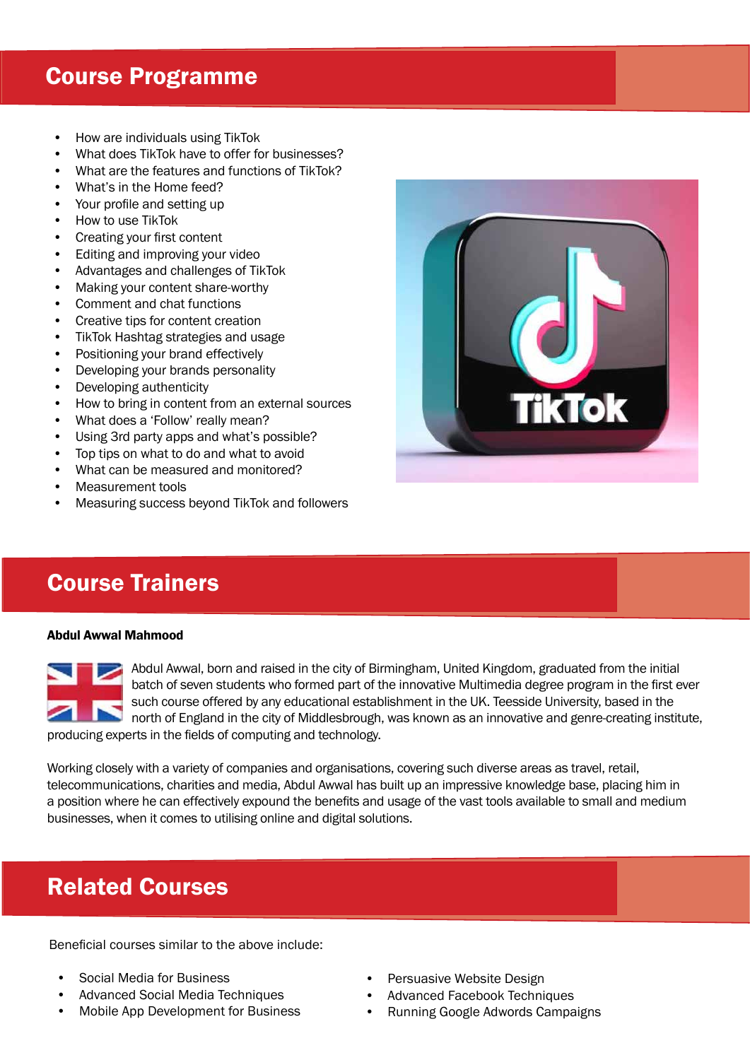## Course Programme

- How are individuals using TikTok
- What does TikTok have to offer for businesses?
- What are the features and functions of TikTok?
- What's in the Home feed?
- Your profile and setting up
- How to use TikTok
- Creating your first content
- Editing and improving your video
- Advantages and challenges of TikTok
- Making your content share-worthy
- Comment and chat functions
- Creative tips for content creation
- TikTok Hashtag strategies and usage
- Positioning your brand effectively
- Developing your brands personality
- Developing authenticity
- How to bring in content from an external sources
- What does a 'Follow' really mean?
- Using 3rd party apps and what's possible?
- Top tips on what to do and what to avoid
- What can be measured and monitored?
- Measurement tools
- Measuring success beyond TikTok and followers

## Course Trainers

**Abdul Awwal Mahmood**

Abdul Awwal, born and raised in the city of Birmingham, United Kingdom, graduated from the initial batch of seven students who formed part of the innovative Multimedia degree program in the first ever such course offered by any educational establishment in the UK. Teesside University, based in the north of England in the city of Middlesbrough, was known as an innovative and genre-creating institute, producing experts in the fields of computing and technology.

Working closely with a variety of companies and organisations, covering such diverse areas as travel, retail, telecommunications, charities and media, Abdul Awwal has built up an impressive knowledge base, placing him in a position where he can effectively expound the benefits and usage of the vast tools available to small and medium businesses, when it comes to utilising online and digital solutions.

## Related Courses

Beneficial courses similar to the above include:

- Social Media for Business
- Advanced Social Media Techniques
- Mobile App Development for Business
- Persuasive Website Design
- Advanced Facebook Techniques
- Running Google Adwords Campaigns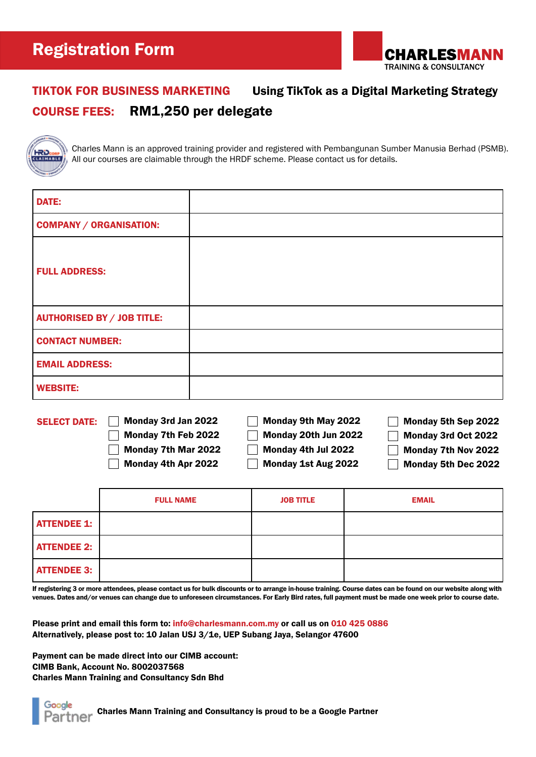# Registration Form

**CHARLESMANN**
TRAINING & CONSULTANCY

## TIKTOK FOR BUSINESS MARKETING Using TikTok as a Digital Marketing Strategy

## COURSE FEES: RM1,250 per delegate

Charles Mann is an approved training provider and registered with Pembangunan Sumber Manusia Berhad (PSMB). All our courses are claimable through the HRDF scheme. Please contact us for details.

| | |
|---|---|
| **DATE:** | |
| **COMPANY / ORGANISATION:** | |
| **FULL ADDRESS:** | |
| **AUTHORISED BY / JOB TITLE:** | |
| **CONTACT NUMBER:** | |
| **EMAIL ADDRESS:** | |
| **WEBSITE:** | |

**SELECT DATE:**

- ☐ Monday 3rd Jan 2022
- ☐ Monday 7th Feb 2022
- ☐ Monday 7th Mar 2022
- ☐ Monday 4th Apr 2022
- ☐ Monday 9th May 2022
- ☐ Monday 20th Jun 2022
- ☐ Monday 4th Jul 2022
- ☐ Monday 1st Aug 2022
- ☐ Monday 5th Sep 2022
- ☐ Monday 3rd Oct 2022
- ☐ Monday 7th Nov 2022
- ☐ Monday 5th Dec 2022

| | FULL NAME | JOB TITLE | EMAIL |
|---|---|---|---|
| **ATTENDEE 1:** | | | |
| **ATTENDEE 2:** | | | |
| **ATTENDEE 3:** | | | |

**If registering 3 or more attendees, please contact us for bulk discounts or to arrange in-house training. Course dates can be found on our website along with venues. Dates and/or venues can change due to unforeseen circumstances. For Early Bird rates, full payment must be made one week prior to course date.**

**Please print and email this form to: info@charlesmann.com.my or call us on 010 425 0886**
**Alternatively, please post to: 10 Jalan USJ 3/1e, UEP Subang Jaya, Selangor 47600**

**Payment can be made direct into our CIMB account:**
**CIMB Bank, Account No. 8002037568**
**Charles Mann Training and Consultancy Sdn Bhd**

Google Partner **Charles Mann Training and Consultancy is proud to be a Google Partner**